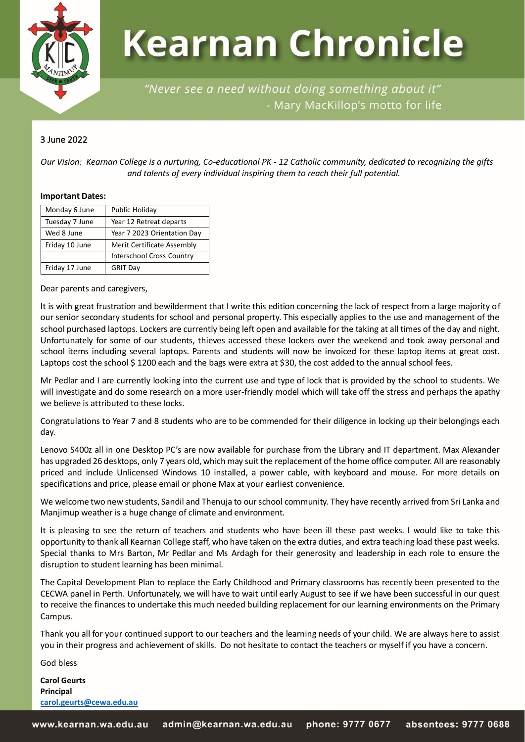# Kearnan Chronicle

*"Never see a need without doing something about it"*
- Mary MacKillop's motto for life

3 June 2022

*Our Vision: Kearnan College is a nurturing, Co-educational PK - 12 Catholic community, dedicated to recognizing the gifts and talents of every individual inspiring them to reach their full potential.*

**Important Dates:**

| Monday 6 June | Public Holiday |
|---|---|
| Tuesday 7 June | Year 12 Retreat departs |
| Wed 8 June | Year 7 2023 Orientation Day |
| Friday 10 June | Merit Certificate Assembly |
| | Interschool Cross Country |
| Friday 17 June | GRIT Day |

Dear parents and caregivers,

It is with great frustration and bewilderment that I write this edition concerning the lack of respect from a large majority of our senior secondary students for school and personal property. This especially applies to the use and management of the school purchased laptops. Lockers are currently being left open and available for the taking at all times of the day and night. Unfortunately for some of our students, thieves accessed these lockers over the weekend and took away personal and school items including several laptops. Parents and students will now be invoiced for these laptop items at great cost. Laptops cost the school $ 1200 each and the bags were extra at $30, the cost added to the annual school fees.

Mr Pedlar and I are currently looking into the current use and type of lock that is provided by the school to students. We will investigate and do some research on a more user-friendly model which will take off the stress and perhaps the apathy we believe is attributed to these locks.

Congratulations to Year 7 and 8 students who are to be commended for their diligence in locking up their belongings each day.

Lenovo S400z all in one Desktop PC's are now available for purchase from the Library and IT department. Max Alexander has upgraded 26 desktops, only 7 years old, which may suit the replacement of the home office computer. All are reasonably priced and include Unlicensed Windows 10 installed, a power cable, with keyboard and mouse. For more details on specifications and price, please email or phone Max at your earliest convenience.

We welcome two new students, Sandil and Thenuja to our school community. They have recently arrived from Sri Lanka and Manjimup weather is a huge change of climate and environment.

It is pleasing to see the return of teachers and students who have been ill these past weeks. I would like to take this opportunity to thank all Kearnan College staff, who have taken on the extra duties, and extra teaching load these past weeks. Special thanks to Mrs Barton, Mr Pedlar and Ms Ardagh for their generosity and leadership in each role to ensure the disruption to student learning has been minimal.

The Capital Development Plan to replace the Early Childhood and Primary classrooms has recently been presented to the CECWA panel in Perth. Unfortunately, we will have to wait until early August to see if we have been successful in our quest to receive the finances to undertake this much needed building replacement for our learning environments on the Primary Campus.

Thank you all for your continued support to our teachers and the learning needs of your child. We are always here to assist you in their progress and achievement of skills. Do not hesitate to contact the teachers or myself if you have a concern.

God bless

**Carol Geurts**
**Principal**
**carol.geurts@cewa.edu.au**

www.kearnan.wa.edu.au admin@kearnan.wa.edu.au phone: 9777 0677 absentees: 9777 0688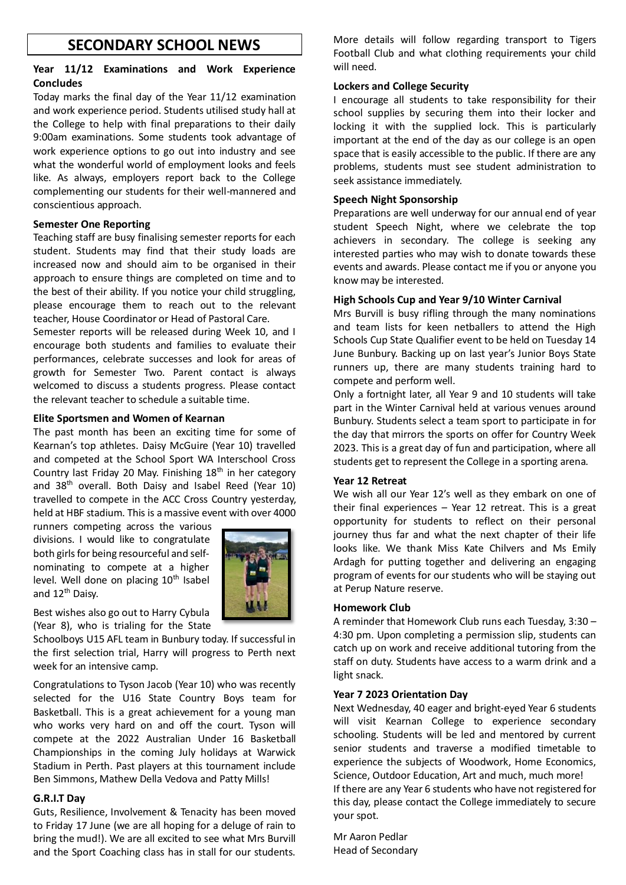# SECONDARY SCHOOL NEWS

### Year 11/12 Examinations and Work Experience Concludes

Today marks the final day of the Year 11/12 examination and work experience period. Students utilised study hall at the College to help with final preparations to their daily 9:00am examinations. Some students took advantage of work experience options to go out into industry and see what the wonderful world of employment looks and feels like. As always, employers report back to the College complementing our students for their well-mannered and conscientious approach.

### Semester One Reporting

Teaching staff are busy finalising semester reports for each student. Students may find that their study loads are increased now and should aim to be organised in their approach to ensure things are completed on time and to the best of their ability. If you notice your child struggling, please encourage them to reach out to the relevant teacher, House Coordinator or Head of Pastoral Care.

Semester reports will be released during Week 10, and I encourage both students and families to evaluate their performances, celebrate successes and look for areas of growth for Semester Two. Parent contact is always welcomed to discuss a students progress. Please contact the relevant teacher to schedule a suitable time.

### Elite Sportsmen and Women of Kearnan

The past month has been an exciting time for some of Kearnan's top athletes. Daisy McGuire (Year 10) travelled and competed at the School Sport WA Interschool Cross Country last Friday 20 May. Finishing 18th in her category and 38th overall. Both Daisy and Isabel Reed (Year 10) travelled to compete in the ACC Cross Country yesterday, held at HBF stadium. This is a massive event with over 4000 runners competing across the various divisions. I would like to congratulate both girls for being resourceful and self-nominating to compete at a higher level. Well done on placing 10th Isabel and 12th Daisy.

Best wishes also go out to Harry Cybula (Year 8), who is trialing for the State Schoolboys U15 AFL team in Bunbury today. If successful in the first selection trial, Harry will progress to Perth next week for an intensive camp.

Congratulations to Tyson Jacob (Year 10) who was recently selected for the U16 State Country Boys team for Basketball. This is a great achievement for a young man who works very hard on and off the court. Tyson will compete at the 2022 Australian Under 16 Basketball Championships in the coming July holidays at Warwick Stadium in Perth. Past players at this tournament include Ben Simmons, Mathew Della Vedova and Patty Mills!

### G.R.I.T Day

Guts, Resilience, Involvement & Tenacity has been moved to Friday 17 June (we are all hoping for a deluge of rain to bring the mud!). We are all excited to see what Mrs Burvill and the Sport Coaching class has in stall for our students. More details will follow regarding transport to Tigers Football Club and what clothing requirements your child will need.

### Lockers and College Security

I encourage all students to take responsibility for their school supplies by securing them into their locker and locking it with the supplied lock. This is particularly important at the end of the day as our college is an open space that is easily accessible to the public. If there are any problems, students must see student administration to seek assistance immediately.

### Speech Night Sponsorship

Preparations are well underway for our annual end of year student Speech Night, where we celebrate the top achievers in secondary. The college is seeking any interested parties who may wish to donate towards these events and awards. Please contact me if you or anyone you know may be interested.

### High Schools Cup and Year 9/10 Winter Carnival

Mrs Burvill is busy rifling through the many nominations and team lists for keen netballers to attend the High Schools Cup State Qualifier event to be held on Tuesday 14 June Bunbury. Backing up on last year's Junior Boys State runners up, there are many students training hard to compete and perform well.

Only a fortnight later, all Year 9 and 10 students will take part in the Winter Carnival held at various venues around Bunbury. Students select a team sport to participate in for the day that mirrors the sports on offer for Country Week 2023. This is a great day of fun and participation, where all students get to represent the College in a sporting arena.

### Year 12 Retreat

We wish all our Year 12's well as they embark on one of their final experiences – Year 12 retreat. This is a great opportunity for students to reflect on their personal journey thus far and what the next chapter of their life looks like. We thank Miss Kate Chilvers and Ms Emily Ardagh for putting together and delivering an engaging program of events for our students who will be staying out at Perup Nature reserve.

### Homework Club

A reminder that Homework Club runs each Tuesday, 3:30 – 4:30 pm. Upon completing a permission slip, students can catch up on work and receive additional tutoring from the staff on duty. Students have access to a warm drink and a light snack.

### Year 7 2023 Orientation Day

Next Wednesday, 40 eager and bright-eyed Year 6 students will visit Kearnan College to experience secondary schooling. Students will be led and mentored by current senior students and traverse a modified timetable to experience the subjects of Woodwork, Home Economics, Science, Outdoor Education, Art and much, much more!

If there are any Year 6 students who have not registered for this day, please contact the College immediately to secure your spot.

Mr Aaron Pedlar
Head of Secondary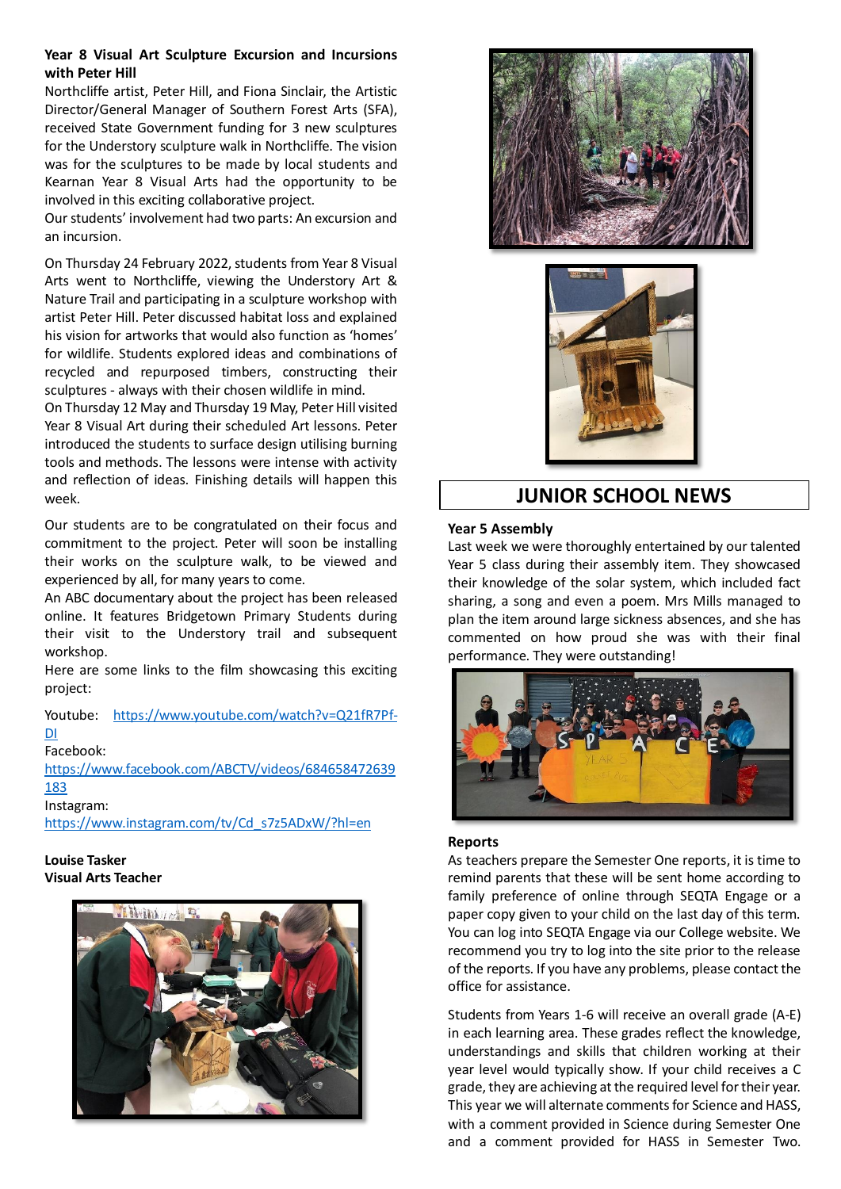**Year 8 Visual Art Sculpture Excursion and Incursions with Peter Hill**

Northcliffe artist, Peter Hill, and Fiona Sinclair, the Artistic Director/General Manager of Southern Forest Arts (SFA), received State Government funding for 3 new sculptures for the Understory sculpture walk in Northcliffe. The vision was for the sculptures to be made by local students and Kearnan Year 8 Visual Arts had the opportunity to be involved in this exciting collaborative project.

Our students' involvement had two parts: An excursion and an incursion.

On Thursday 24 February 2022, students from Year 8 Visual Arts went to Northcliffe, viewing the Understory Art & Nature Trail and participating in a sculpture workshop with artist Peter Hill. Peter discussed habitat loss and explained his vision for artworks that would also function as 'homes' for wildlife. Students explored ideas and combinations of recycled and repurposed timbers, constructing their sculptures - always with their chosen wildlife in mind.

On Thursday 12 May and Thursday 19 May, Peter Hill visited Year 8 Visual Art during their scheduled Art lessons. Peter introduced the students to surface design utilising burning tools and methods. The lessons were intense with activity and reflection of ideas. Finishing details will happen this week.

Our students are to be congratulated on their focus and commitment to the project. Peter will soon be installing their works on the sculpture walk, to be viewed and experienced by all, for many years to come.

An ABC documentary about the project has been released online. It features Bridgetown Primary Students during their visit to the Understory trail and subsequent workshop.

Here are some links to the film showcasing this exciting project:

Youtube: https://www.youtube.com/watch?v=Q21fR7Pf-DI

Facebook: https://www.facebook.com/ABCTV/videos/684658472639183

Instagram: https://www.instagram.com/tv/Cd_s7z5ADxW/?hl=en

**Louise Tasker**
**Visual Arts Teacher**

## JUNIOR SCHOOL NEWS

**Year 5 Assembly**

Last week we were thoroughly entertained by our talented Year 5 class during their assembly item. They showcased their knowledge of the solar system, which included fact sharing, a song and even a poem. Mrs Mills managed to plan the item around large sickness absences, and she has commented on how proud she was with their final performance. They were outstanding!

**Reports**

As teachers prepare the Semester One reports, it is time to remind parents that these will be sent home according to family preference of online through SEQTA Engage or a paper copy given to your child on the last day of this term. You can log into SEQTA Engage via our College website. We recommend you try to log into the site prior to the release of the reports. If you have any problems, please contact the office for assistance.

Students from Years 1-6 will receive an overall grade (A-E) in each learning area. These grades reflect the knowledge, understandings and skills that children working at their year level would typically show. If your child receives a C grade, they are achieving at the required level for their year. This year we will alternate comments for Science and HASS, with a comment provided in Science during Semester One and a comment provided for HASS in Semester Two.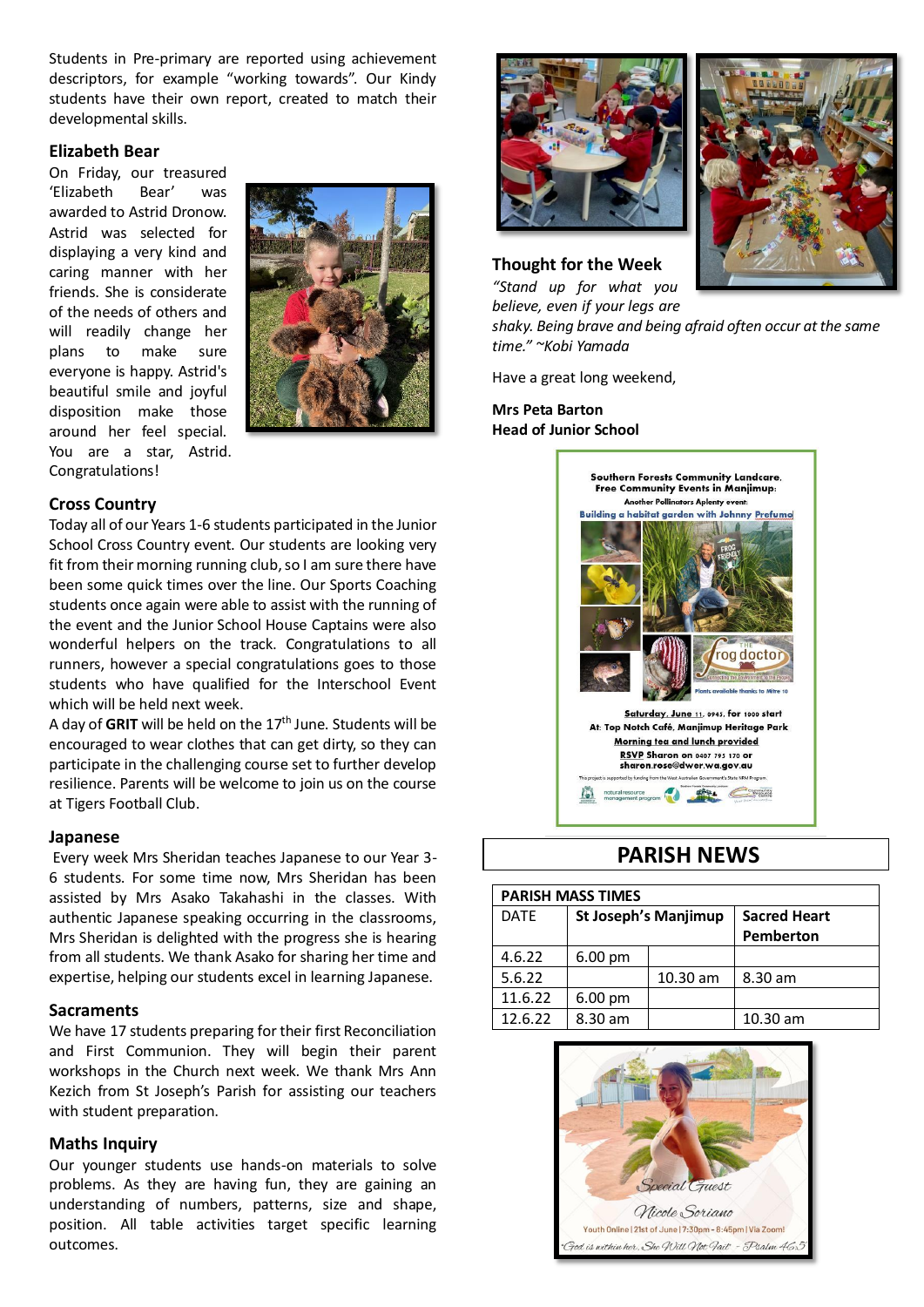Students in Pre-primary are reported using achievement descriptors, for example "working towards". Our Kindy students have their own report, created to match their developmental skills.

### Elizabeth Bear

On Friday, our treasured 'Elizabeth Bear' was awarded to Astrid Dronow. Astrid was selected for displaying a very kind and caring manner with her friends. She is considerate of the needs of others and will readily change her plans to make sure everyone is happy. Astrid's beautiful smile and joyful disposition make those around her feel special. You are a star, Astrid. Congratulations!

### Cross Country

Today all of our Years 1-6 students participated in the Junior School Cross Country event. Our students are looking very fit from their morning running club, so I am sure there have been some quick times over the line. Our Sports Coaching students once again were able to assist with the running of the event and the Junior School House Captains were also wonderful helpers on the track. Congratulations to all runners, however a special congratulations goes to those students who have qualified for the Interschool Event which will be held next week.

A day of **GRIT** will be held on the 17th June. Students will be encouraged to wear clothes that can get dirty, so they can participate in the challenging course set to further develop resilience. Parents will be welcome to join us on the course at Tigers Football Club.

### Japanese

Every week Mrs Sheridan teaches Japanese to our Year 3-6 students. For some time now, Mrs Sheridan has been assisted by Mrs Asako Takahashi in the classes. With authentic Japanese speaking occurring in the classrooms, Mrs Sheridan is delighted with the progress she is hearing from all students. We thank Asako for sharing her time and expertise, helping our students excel in learning Japanese.

### Sacraments

We have 17 students preparing for their first Reconciliation and First Communion. They will begin their parent workshops in the Church next week. We thank Mrs Ann Kezich from St Joseph's Parish for assisting our teachers with student preparation.

### Maths Inquiry

Our younger students use hands-on materials to solve problems. As they are having fun, they are gaining an understanding of numbers, patterns, size and shape, position. All table activities target specific learning outcomes.

### Thought for the Week

*"Stand up for what you believe, even if your legs are shaky. Being brave and being afraid often occur at the same time." ~Kobi Yamada*

Have a great long weekend,

**Mrs Peta Barton**
**Head of Junior School**

Southern Forests Community Landcare,
Free Community Events in Manjimup:
Another Pollinators Aplenty event:
Building a habitat garden with Johnny Prefumo

Saturday, June 11, 0945, for 1000 start
At: Top Notch Café, Manjimup Heritage Park
Morning tea and lunch provided
RSVP Sharon on 0407 795 170 or sharon.rose@dwer.wa.gov.au

## PARISH NEWS

| PARISH MASS TIMES | | | |
|---|---|---|---|
| DATE | St Joseph's Manjimup | | Sacred Heart Pemberton |
| 4.6.22 | 6.00 pm | | |
| 5.6.22 | | 10.30 am | 8.30 am |
| 11.6.22 | 6.00 pm | | |
| 12.6.22 | 8.30 am | | 10.30 am |

Special Guest
Nicole Soriano
Youth Online | 21st of June | 7:30pm - 8:45pm | Via Zoom!
"God is within her, She Will Not Fail" - Psalm 46:5